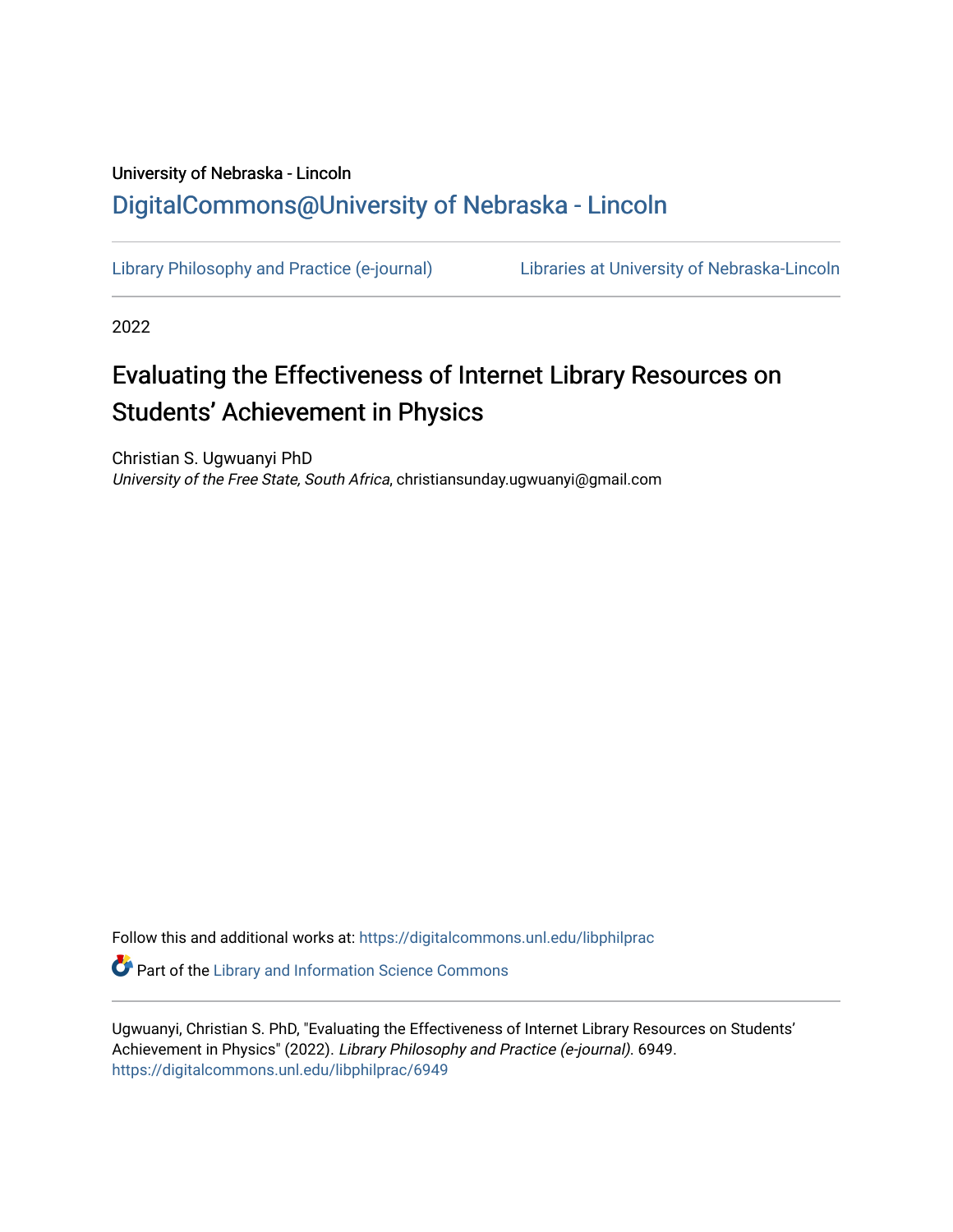University of Nebraska - Lincoln

## DigitalCommons@University of Nebraska - Lincoln

Library Philosophy and Practice (e-journal) Libraries at University of Nebraska-Lincoln

2022

# Evaluating the Effectiveness of Internet Library Resources on Students' Achievement in Physics

Christian S. Ugwuanyi PhD
*University of the Free State, South Africa*, christiansunday.ugwuanyi@gmail.com

Follow this and additional works at: https://digitalcommons.unl.edu/libphilprac

Part of the Library and Information Science Commons

Ugwuanyi, Christian S. PhD, "Evaluating the Effectiveness of Internet Library Resources on Students' Achievement in Physics" (2022). *Library Philosophy and Practice (e-journal)*. 6949.
https://digitalcommons.unl.edu/libphilprac/6949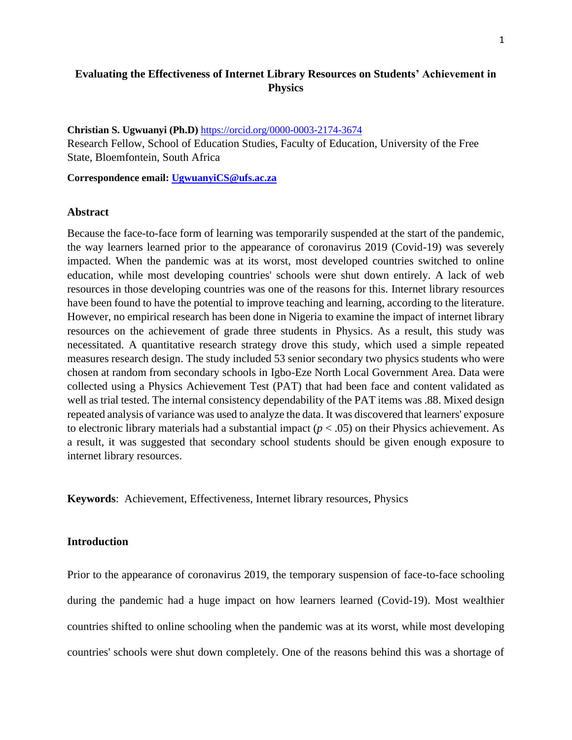**Evaluating the Effectiveness of Internet Library Resources on Students' Achievement in Physics**

**Christian S. Ugwuanyi (Ph.D)** https://orcid.org/0000-0003-2174-3674

Research Fellow, School of Education Studies, Faculty of Education, University of the Free State, Bloemfontein, South Africa

**Correspondence email: UgwuanyiCS@ufs.ac.za**

## Abstract

Because the face-to-face form of learning was temporarily suspended at the start of the pandemic, the way learners learned prior to the appearance of coronavirus 2019 (Covid-19) was severely impacted. When the pandemic was at its worst, most developed countries switched to online education, while most developing countries' schools were shut down entirely. A lack of web resources in those developing countries was one of the reasons for this. Internet library resources have been found to have the potential to improve teaching and learning, according to the literature. However, no empirical research has been done in Nigeria to examine the impact of internet library resources on the achievement of grade three students in Physics. As a result, this study was necessitated. A quantitative research strategy drove this study, which used a simple repeated measures research design. The study included 53 senior secondary two physics students who were chosen at random from secondary schools in Igbo-Eze North Local Government Area. Data were collected using a Physics Achievement Test (PAT) that had been face and content validated as well as trial tested. The internal consistency dependability of the PAT items was .88. Mixed design repeated analysis of variance was used to analyze the data. It was discovered that learners' exposure to electronic library materials had a substantial impact ($p < .05$) on their Physics achievement. As a result, it was suggested that secondary school students should be given enough exposure to internet library resources.

**Keywords**: Achievement, Effectiveness, Internet library resources, Physics

## Introduction

Prior to the appearance of coronavirus 2019, the temporary suspension of face-to-face schooling during the pandemic had a huge impact on how learners learned (Covid-19). Most wealthier countries shifted to online schooling when the pandemic was at its worst, while most developing countries' schools were shut down completely. One of the reasons behind this was a shortage of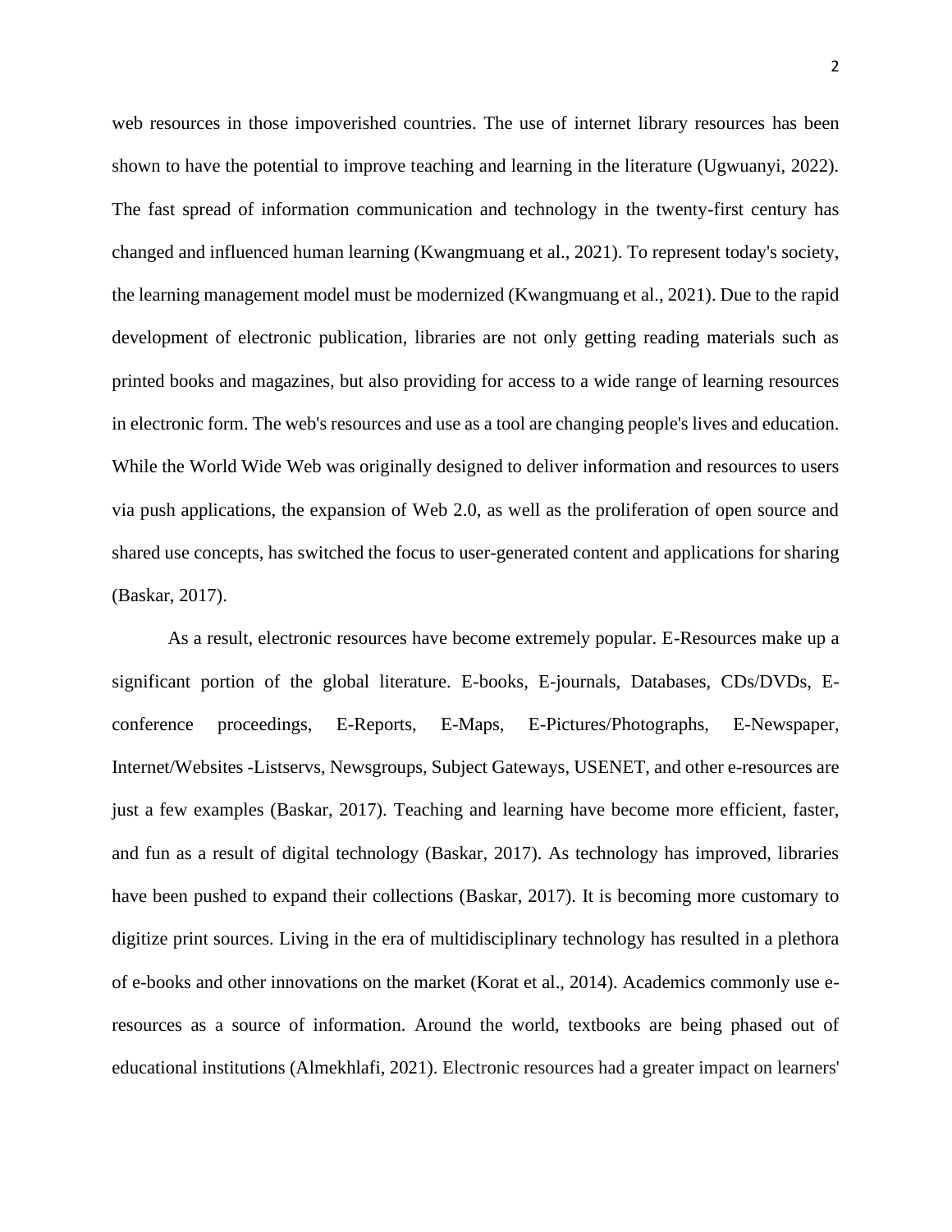web resources in those impoverished countries. The use of internet library resources has been shown to have the potential to improve teaching and learning in the literature (Ugwuanyi, 2022). The fast spread of information communication and technology in the twenty-first century has changed and influenced human learning (Kwangmuang et al., 2021). To represent today's society, the learning management model must be modernized (Kwangmuang et al., 2021). Due to the rapid development of electronic publication, libraries are not only getting reading materials such as printed books and magazines, but also providing for access to a wide range of learning resources in electronic form. The web's resources and use as a tool are changing people's lives and education. While the World Wide Web was originally designed to deliver information and resources to users via push applications, the expansion of Web 2.0, as well as the proliferation of open source and shared use concepts, has switched the focus to user-generated content and applications for sharing (Baskar, 2017).

As a result, electronic resources have become extremely popular. E-Resources make up a significant portion of the global literature. E-books, E-journals, Databases, CDs/DVDs, E-conference proceedings, E-Reports, E-Maps, E-Pictures/Photographs, E-Newspaper, Internet/Websites -Listservs, Newsgroups, Subject Gateways, USENET, and other e-resources are just a few examples (Baskar, 2017). Teaching and learning have become more efficient, faster, and fun as a result of digital technology (Baskar, 2017). As technology has improved, libraries have been pushed to expand their collections (Baskar, 2017). It is becoming more customary to digitize print sources. Living in the era of multidisciplinary technology has resulted in a plethora of e-books and other innovations on the market (Korat et al., 2014). Academics commonly use e-resources as a source of information. Around the world, textbooks are being phased out of educational institutions (Almekhlafi, 2021). Electronic resources had a greater impact on learners'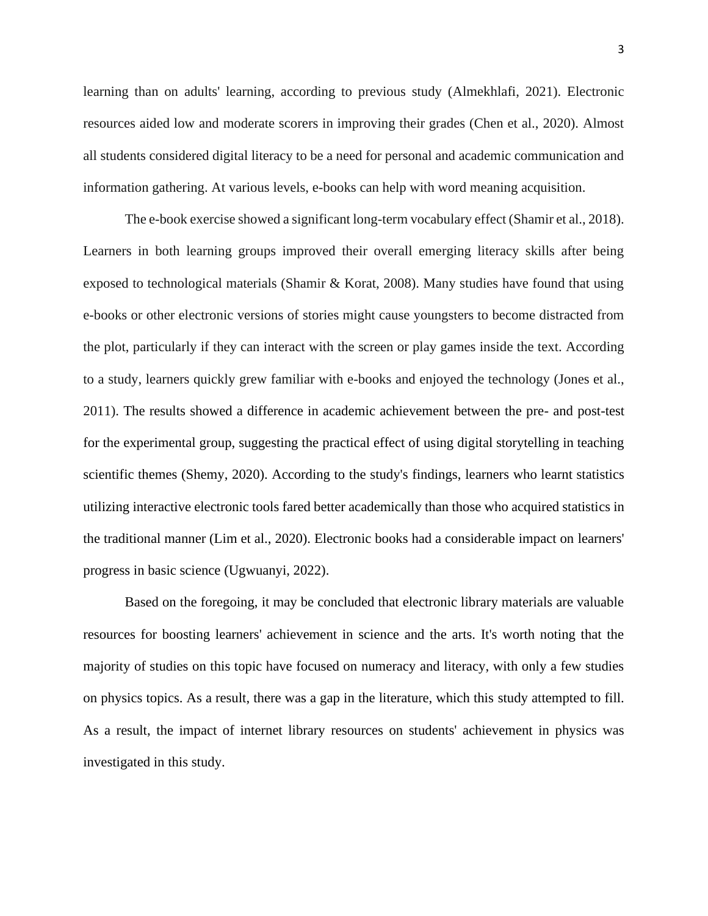learning than on adults' learning, according to previous study (Almekhlafi, 2021). Electronic resources aided low and moderate scorers in improving their grades (Chen et al., 2020). Almost all students considered digital literacy to be a need for personal and academic communication and information gathering. At various levels, e-books can help with word meaning acquisition.

The e-book exercise showed a significant long-term vocabulary effect (Shamir et al., 2018). Learners in both learning groups improved their overall emerging literacy skills after being exposed to technological materials (Shamir & Korat, 2008). Many studies have found that using e-books or other electronic versions of stories might cause youngsters to become distracted from the plot, particularly if they can interact with the screen or play games inside the text. According to a study, learners quickly grew familiar with e-books and enjoyed the technology (Jones et al., 2011). The results showed a difference in academic achievement between the pre- and post-test for the experimental group, suggesting the practical effect of using digital storytelling in teaching scientific themes (Shemy, 2020). According to the study's findings, learners who learnt statistics utilizing interactive electronic tools fared better academically than those who acquired statistics in the traditional manner (Lim et al., 2020). Electronic books had a considerable impact on learners' progress in basic science (Ugwuanyi, 2022).

Based on the foregoing, it may be concluded that electronic library materials are valuable resources for boosting learners' achievement in science and the arts. It's worth noting that the majority of studies on this topic have focused on numeracy and literacy, with only a few studies on physics topics. As a result, there was a gap in the literature, which this study attempted to fill. As a result, the impact of internet library resources on students' achievement in physics was investigated in this study.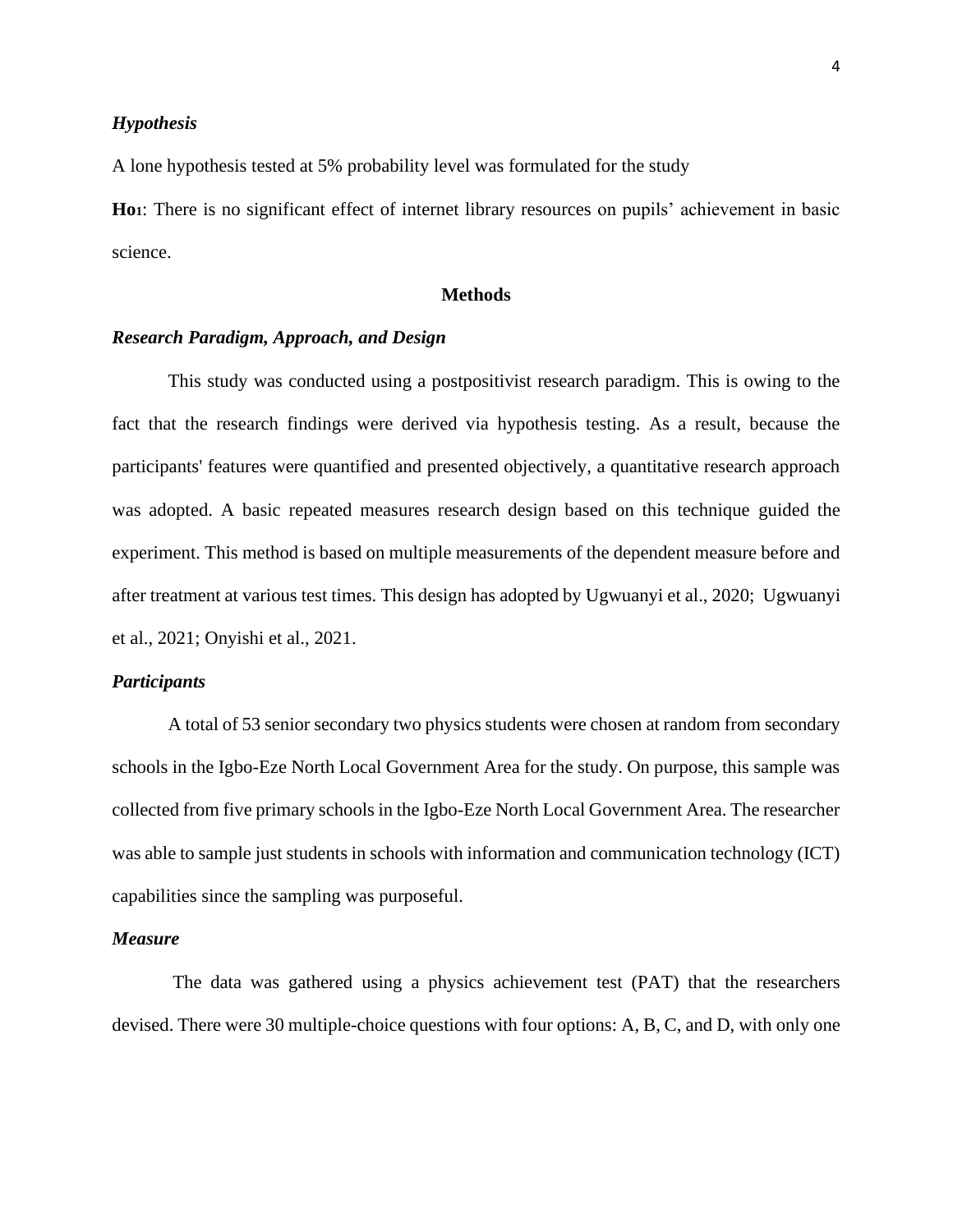### *Hypothesis*

A lone hypothesis tested at 5% probability level was formulated for the study

**Ho1**: There is no significant effect of internet library resources on pupils' achievement in basic science.

## Methods

### *Research Paradigm, Approach, and Design*

This study was conducted using a postpositivist research paradigm. This is owing to the fact that the research findings were derived via hypothesis testing. As a result, because the participants' features were quantified and presented objectively, a quantitative research approach was adopted. A basic repeated measures research design based on this technique guided the experiment. This method is based on multiple measurements of the dependent measure before and after treatment at various test times. This design has adopted by Ugwuanyi et al., 2020; Ugwuanyi et al., 2021; Onyishi et al., 2021.

### *Participants*

A total of 53 senior secondary two physics students were chosen at random from secondary schools in the Igbo-Eze North Local Government Area for the study. On purpose, this sample was collected from five primary schools in the Igbo-Eze North Local Government Area. The researcher was able to sample just students in schools with information and communication technology (ICT) capabilities since the sampling was purposeful.

### *Measure*

The data was gathered using a physics achievement test (PAT) that the researchers devised. There were 30 multiple-choice questions with four options: A, B, C, and D, with only one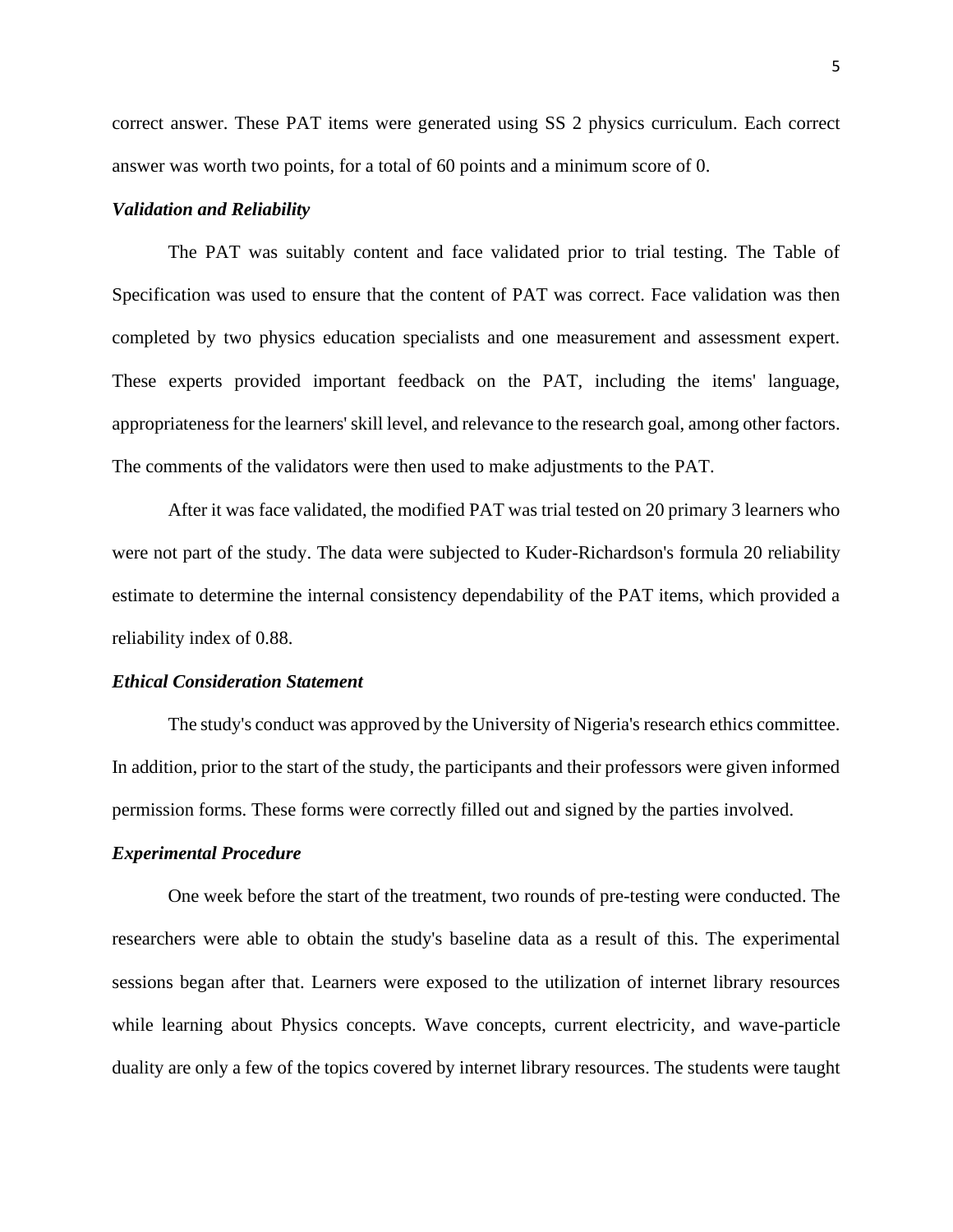correct answer. These PAT items were generated using SS 2 physics curriculum. Each correct answer was worth two points, for a total of 60 points and a minimum score of 0.

***Validation and Reliability***

The PAT was suitably content and face validated prior to trial testing. The Table of Specification was used to ensure that the content of PAT was correct. Face validation was then completed by two physics education specialists and one measurement and assessment expert. These experts provided important feedback on the PAT, including the items' language, appropriateness for the learners' skill level, and relevance to the research goal, among other factors. The comments of the validators were then used to make adjustments to the PAT.

After it was face validated, the modified PAT was trial tested on 20 primary 3 learners who were not part of the study. The data were subjected to Kuder-Richardson's formula 20 reliability estimate to determine the internal consistency dependability of the PAT items, which provided a reliability index of 0.88.

***Ethical Consideration Statement***

The study's conduct was approved by the University of Nigeria's research ethics committee. In addition, prior to the start of the study, the participants and their professors were given informed permission forms. These forms were correctly filled out and signed by the parties involved.

***Experimental Procedure***

One week before the start of the treatment, two rounds of pre-testing were conducted. The researchers were able to obtain the study's baseline data as a result of this. The experimental sessions began after that. Learners were exposed to the utilization of internet library resources while learning about Physics concepts. Wave concepts, current electricity, and wave-particle duality are only a few of the topics covered by internet library resources. The students were taught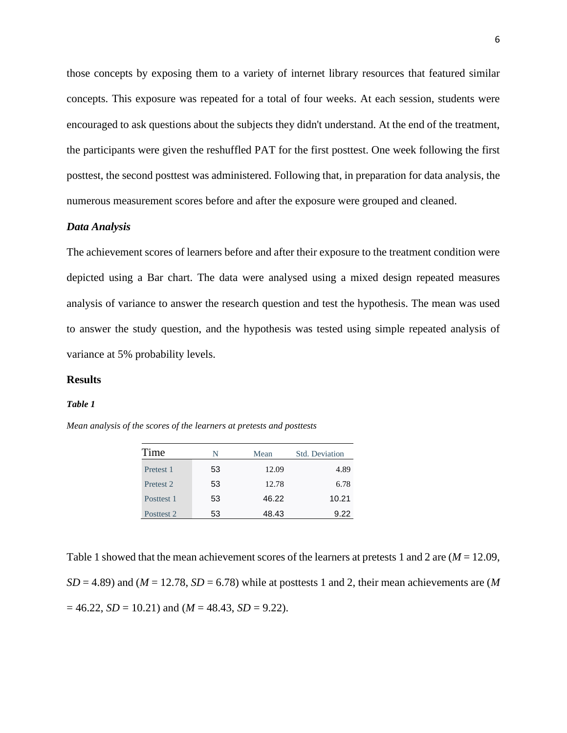those concepts by exposing them to a variety of internet library resources that featured similar concepts. This exposure was repeated for a total of four weeks. At each session, students were encouraged to ask questions about the subjects they didn't understand. At the end of the treatment, the participants were given the reshuffled PAT for the first posttest. One week following the first posttest, the second posttest was administered. Following that, in preparation for data analysis, the numerous measurement scores before and after the exposure were grouped and cleaned.

### *Data Analysis*

The achievement scores of learners before and after their exposure to the treatment condition were depicted using a Bar chart. The data were analysed using a mixed design repeated measures analysis of variance to answer the research question and test the hypothesis. The mean was used to answer the study question, and the hypothesis was tested using simple repeated analysis of variance at 5% probability levels.

## Results

***Table 1***

*Mean analysis of the scores of the learners at pretests and posttests*

| Time | N | Mean | Std. Deviation |
|---|---|---|---|
| Pretest 1 | 53 | 12.09 | 4.89 |
| Pretest 2 | 53 | 12.78 | 6.78 |
| Posttest 1 | 53 | 46.22 | 10.21 |
| Posttest 2 | 53 | 48.43 | 9.22 |

Table 1 showed that the mean achievement scores of the learners at pretests 1 and 2 are ($M$ = 12.09, $SD$ = 4.89) and ($M$ = 12.78, $SD$ = 6.78) while at posttests 1 and 2, their mean achievements are ($M$ = 46.22, $SD$ = 10.21) and ($M$ = 48.43, $SD$ = 9.22).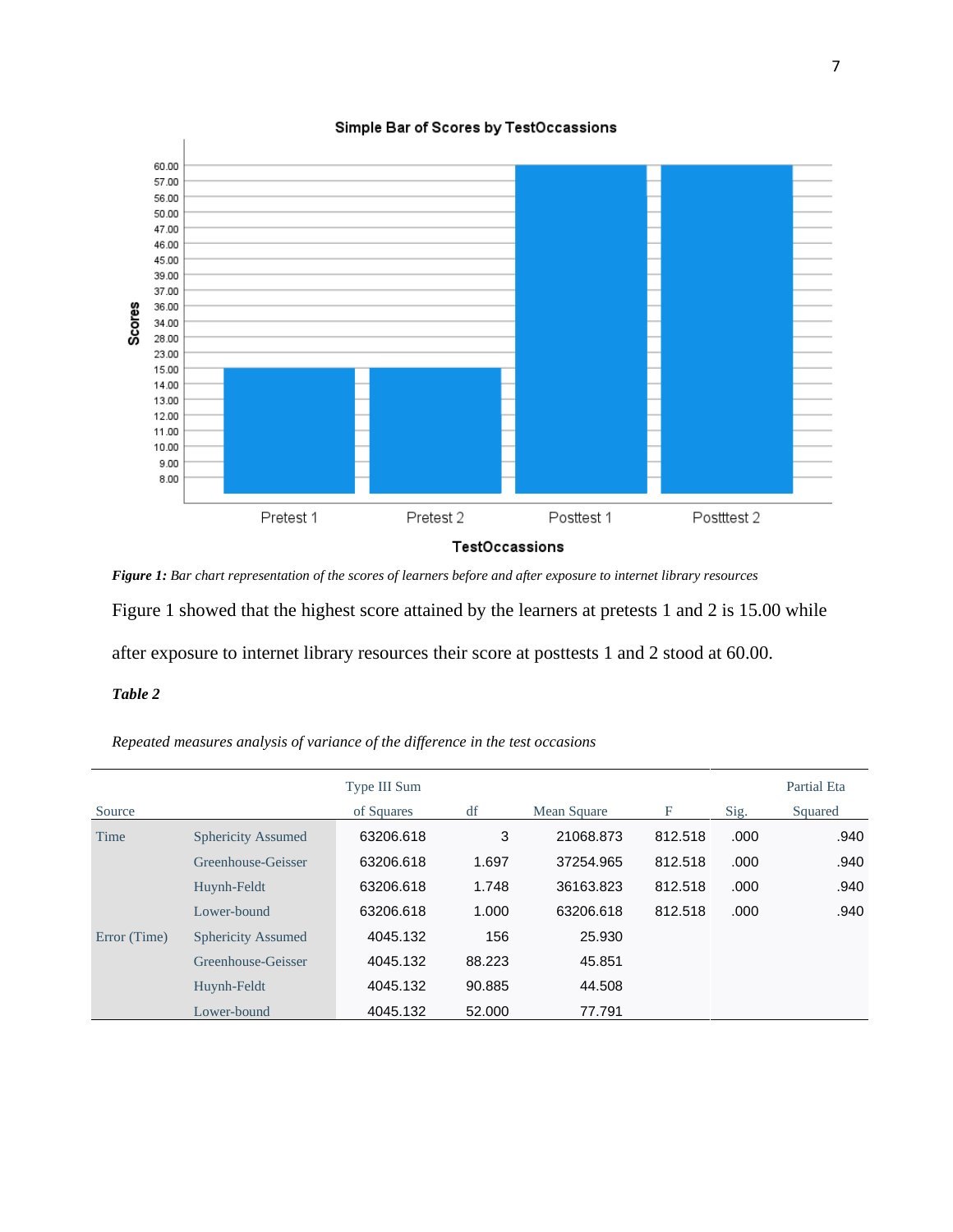*Figure 1:* *Bar chart representation of the scores of learners before and after exposure to internet library resources*

Figure 1 showed that the highest score attained by the learners at pretests 1 and 2 is 15.00 while after exposure to internet library resources their score at posttests 1 and 2 stood at 60.00.

***Table 2***

*Repeated measures analysis of variance of the difference in the test occasions*

| Source | | Type III Sum of Squares | df | Mean Square | F | Sig. | Partial Eta Squared |
|---|---|---|---|---|---|---|---|
| Time | Sphericity Assumed | 63206.618 | 3 | 21068.873 | 812.518 | .000 | .940 |
| | Greenhouse-Geisser | 63206.618 | 1.697 | 37254.965 | 812.518 | .000 | .940 |
| | Huynh-Feldt | 63206.618 | 1.748 | 36163.823 | 812.518 | .000 | .940 |
| | Lower-bound | 63206.618 | 1.000 | 63206.618 | 812.518 | .000 | .940 |
| Error (Time) | Sphericity Assumed | 4045.132 | 156 | 25.930 | | | |
| | Greenhouse-Geisser | 4045.132 | 88.223 | 45.851 | | | |
| | Huynh-Feldt | 4045.132 | 90.885 | 44.508 | | | |
| | Lower-bound | 4045.132 | 52.000 | 77.791 | | | |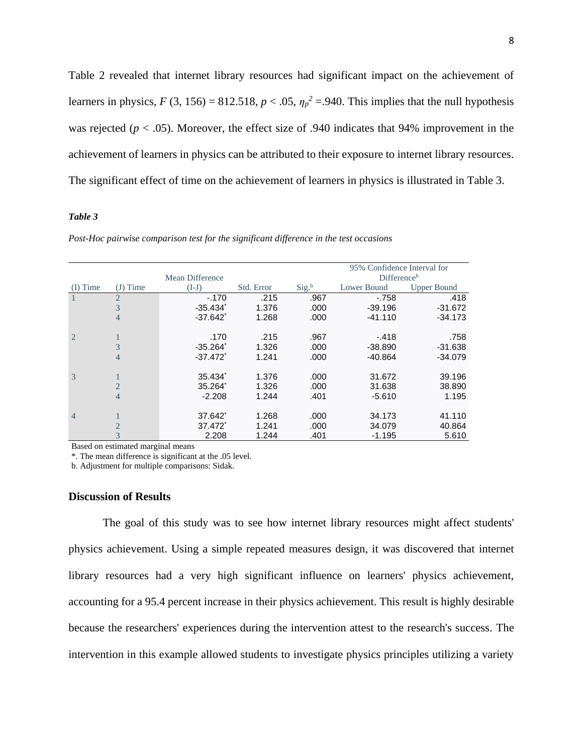Table 2 revealed that internet library resources had significant impact on the achievement of learners in physics, $F$ (3, 156) = 812.518, $p < .05$, $\eta_p^2 = .940$. This implies that the null hypothesis was rejected ($p < .05$). Moreover, the effect size of .940 indicates that 94% improvement in the achievement of learners in physics can be attributed to their exposure to internet library resources. The significant effect of time on the achievement of learners in physics is illustrated in Table 3.

***Table 3***

*Post-Hoc pairwise comparison test for the significant difference in the test occasions*

| (I) Time | (J) Time | Mean Difference (I-J) | Std. Error | Sig.[b] | 95% Confidence Interval for Difference[b] Lower Bound | Upper Bound |
|---|---|---|---|---|---|---|
| 1 | 2 | -.170 | .215 | .967 | -.758 | .418 |
| | 3 | -35.434* | 1.376 | .000 | -39.196 | -31.672 |
| | 4 | -37.642* | 1.268 | .000 | -41.110 | -34.173 |
| 2 | 1 | .170 | .215 | .967 | -.418 | .758 |
| | 3 | -35.264* | 1.326 | .000 | -38.890 | -31.638 |
| | 4 | -37.472* | 1.241 | .000 | -40.864 | -34.079 |
| 3 | 1 | 35.434* | 1.376 | .000 | 31.672 | 39.196 |
| | 2 | 35.264* | 1.326 | .000 | 31.638 | 38.890 |
| | 4 | -2.208 | 1.244 | .401 | -5.610 | 1.195 |
| 4 | 1 | 37.642* | 1.268 | .000 | 34.173 | 41.110 |
| | 2 | 37.472* | 1.241 | .000 | 34.079 | 40.864 |
| | 3 | 2.208 | 1.244 | .401 | -1.195 | 5.610 |

Based on estimated marginal means

*. The mean difference is significant at the .05 level.

b. Adjustment for multiple comparisons: Sidak.

## Discussion of Results

The goal of this study was to see how internet library resources might affect students' physics achievement. Using a simple repeated measures design, it was discovered that internet library resources had a very high significant influence on learners' physics achievement, accounting for a 95.4 percent increase in their physics achievement. This result is highly desirable because the researchers' experiences during the intervention attest to the research's success. The intervention in this example allowed students to investigate physics principles utilizing a variety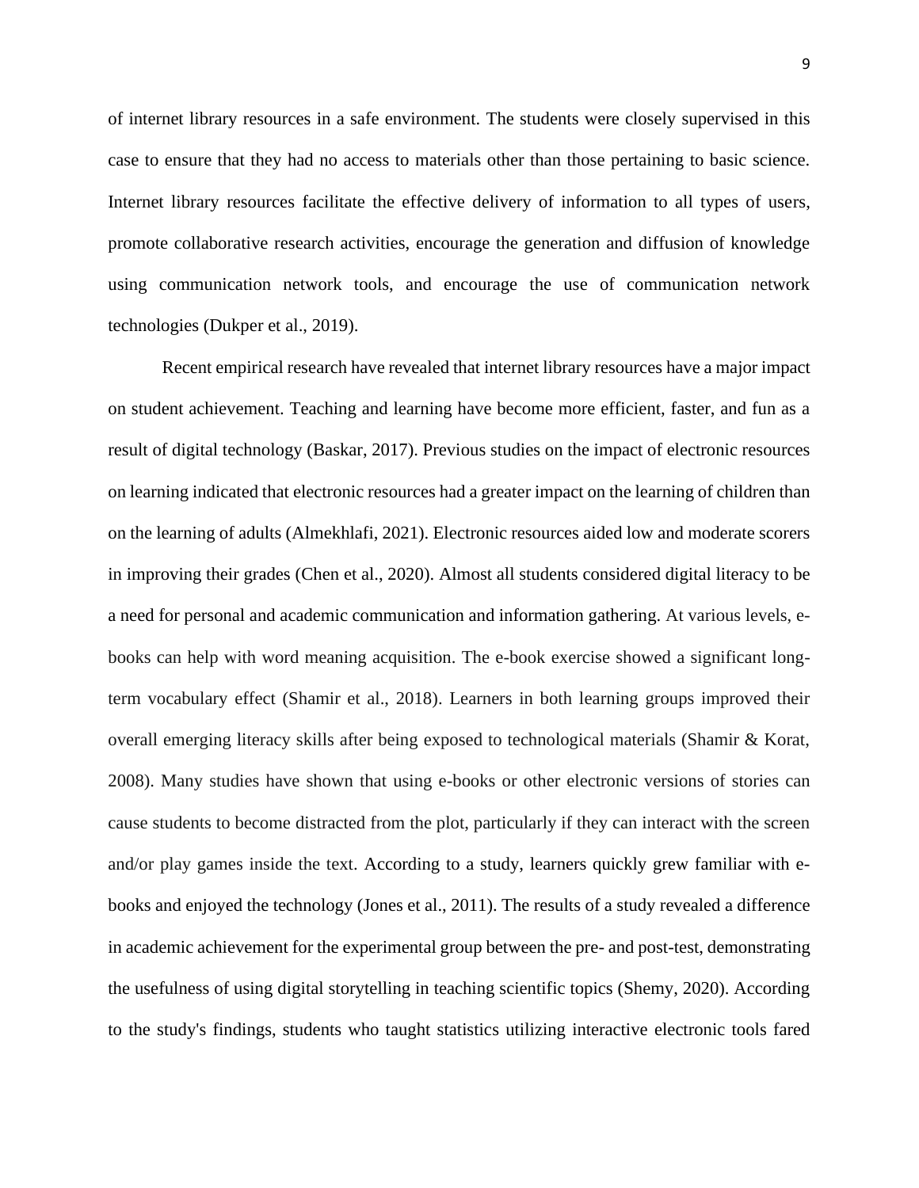of internet library resources in a safe environment. The students were closely supervised in this case to ensure that they had no access to materials other than those pertaining to basic science. Internet library resources facilitate the effective delivery of information to all types of users, promote collaborative research activities, encourage the generation and diffusion of knowledge using communication network tools, and encourage the use of communication network technologies (Dukper et al., 2019).

Recent empirical research have revealed that internet library resources have a major impact on student achievement. Teaching and learning have become more efficient, faster, and fun as a result of digital technology (Baskar, 2017). Previous studies on the impact of electronic resources on learning indicated that electronic resources had a greater impact on the learning of children than on the learning of adults (Almekhlafi, 2021). Electronic resources aided low and moderate scorers in improving their grades (Chen et al., 2020). Almost all students considered digital literacy to be a need for personal and academic communication and information gathering. At various levels, e-books can help with word meaning acquisition. The e-book exercise showed a significant long-term vocabulary effect (Shamir et al., 2018). Learners in both learning groups improved their overall emerging literacy skills after being exposed to technological materials (Shamir & Korat, 2008). Many studies have shown that using e-books or other electronic versions of stories can cause students to become distracted from the plot, particularly if they can interact with the screen and/or play games inside the text. According to a study, learners quickly grew familiar with e-books and enjoyed the technology (Jones et al., 2011). The results of a study revealed a difference in academic achievement for the experimental group between the pre- and post-test, demonstrating the usefulness of using digital storytelling in teaching scientific topics (Shemy, 2020). According to the study's findings, students who taught statistics utilizing interactive electronic tools fared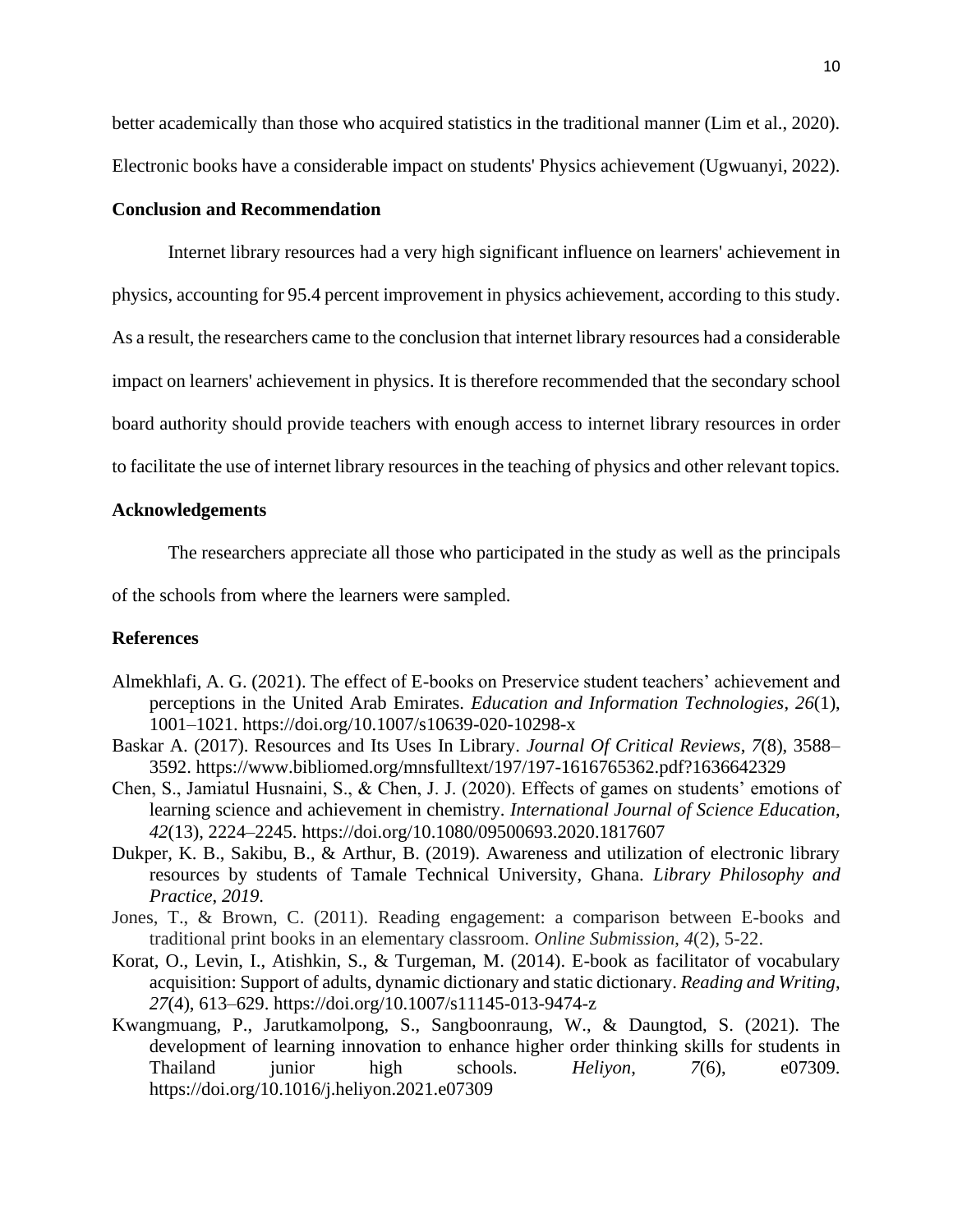better academically than those who acquired statistics in the traditional manner (Lim et al., 2020). Electronic books have a considerable impact on students' Physics achievement (Ugwuanyi, 2022).

## Conclusion and Recommendation

Internet library resources had a very high significant influence on learners' achievement in physics, accounting for 95.4 percent improvement in physics achievement, according to this study. As a result, the researchers came to the conclusion that internet library resources had a considerable impact on learners' achievement in physics. It is therefore recommended that the secondary school board authority should provide teachers with enough access to internet library resources in order to facilitate the use of internet library resources in the teaching of physics and other relevant topics.

## Acknowledgements

The researchers appreciate all those who participated in the study as well as the principals of the schools from where the learners were sampled.

## References

Almekhlafi, A. G. (2021). The effect of E-books on Preservice student teachers' achievement and perceptions in the United Arab Emirates. *Education and Information Technologies*, *26*(1), 1001–1021. https://doi.org/10.1007/s10639-020-10298-x

Baskar A. (2017). Resources and Its Uses In Library. *Journal Of Critical Reviews*, *7*(8), 3588–3592. https://www.bibliomed.org/mnsfulltext/197/197-1616765362.pdf?1636642329

Chen, S., Jamiatul Husnaini, S., & Chen, J. J. (2020). Effects of games on students' emotions of learning science and achievement in chemistry. *International Journal of Science Education*, *42*(13), 2224–2245. https://doi.org/10.1080/09500693.2020.1817607

Dukper, K. B., Sakibu, B., & Arthur, B. (2019). Awareness and utilization of electronic library resources by students of Tamale Technical University, Ghana. *Library Philosophy and Practice*, *2019*.

Jones, T., & Brown, C. (2011). Reading engagement: a comparison between E-books and traditional print books in an elementary classroom. *Online Submission*, *4*(2), 5-22.

Korat, O., Levin, I., Atishkin, S., & Turgeman, M. (2014). E-book as facilitator of vocabulary acquisition: Support of adults, dynamic dictionary and static dictionary. *Reading and Writing*, *27*(4), 613–629. https://doi.org/10.1007/s11145-013-9474-z

Kwangmuang, P., Jarutkamolpong, S., Sangboonraung, W., & Daungtod, S. (2021). The development of learning innovation to enhance higher order thinking skills for students in Thailand junior high schools. *Heliyon*, *7*(6), e07309. https://doi.org/10.1016/j.heliyon.2021.e07309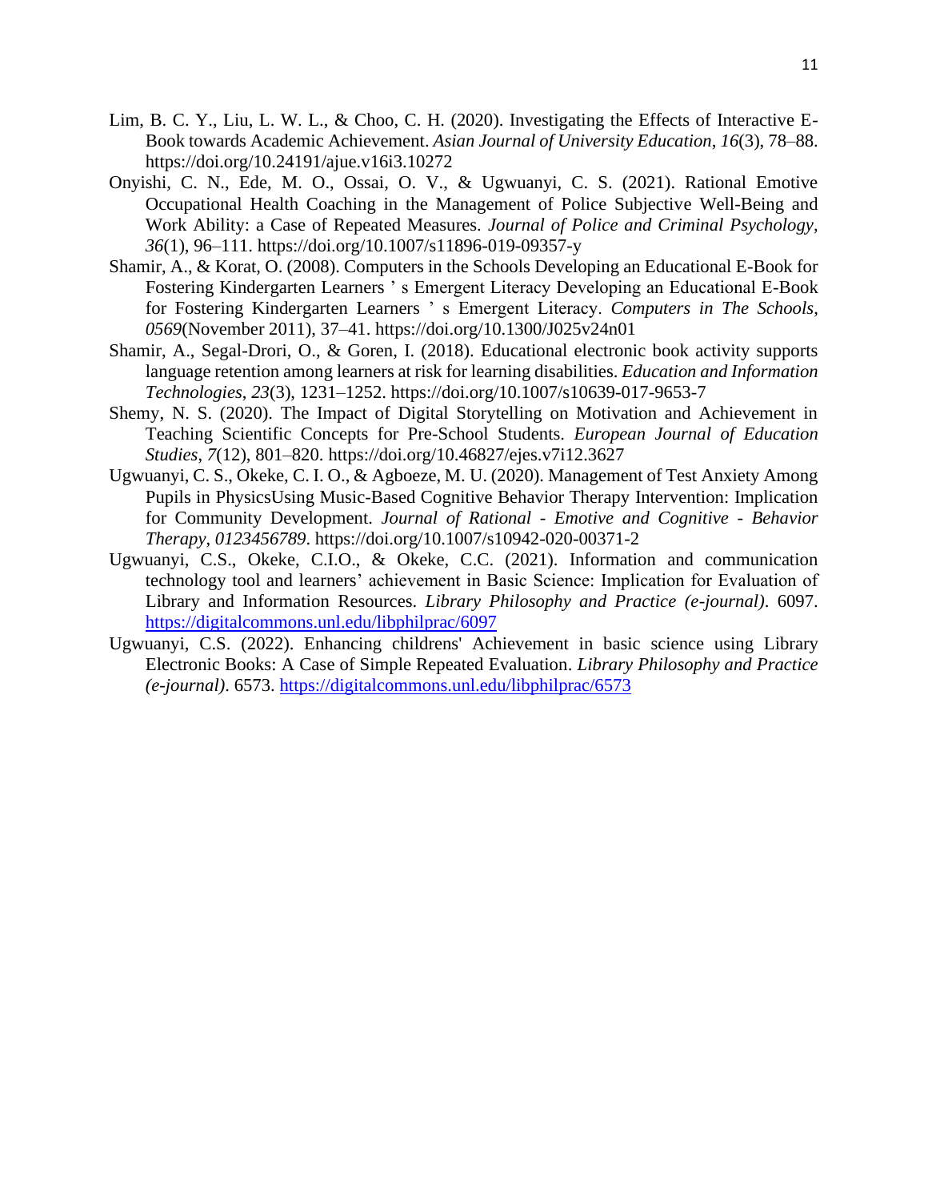Lim, B. C. Y., Liu, L. W. L., & Choo, C. H. (2020). Investigating the Effects of Interactive E-Book towards Academic Achievement. *Asian Journal of University Education*, *16*(3), 78–88. https://doi.org/10.24191/ajue.v16i3.10272

Onyishi, C. N., Ede, M. O., Ossai, O. V., & Ugwuanyi, C. S. (2021). Rational Emotive Occupational Health Coaching in the Management of Police Subjective Well-Being and Work Ability: a Case of Repeated Measures. *Journal of Police and Criminal Psychology*, *36*(1), 96–111. https://doi.org/10.1007/s11896-019-09357-y

Shamir, A., & Korat, O. (2008). Computers in the Schools Developing an Educational E-Book for Fostering Kindergarten Learners ' s Emergent Literacy Developing an Educational E-Book for Fostering Kindergarten Learners ' s Emergent Literacy. *Computers in The Schools*, *0569*(November 2011), 37–41. https://doi.org/10.1300/J025v24n01

Shamir, A., Segal-Drori, O., & Goren, I. (2018). Educational electronic book activity supports language retention among learners at risk for learning disabilities. *Education and Information Technologies*, *23*(3), 1231–1252. https://doi.org/10.1007/s10639-017-9653-7

Shemy, N. S. (2020). The Impact of Digital Storytelling on Motivation and Achievement in Teaching Scientific Concepts for Pre-School Students. *European Journal of Education Studies*, *7*(12), 801–820. https://doi.org/10.46827/ejes.v7i12.3627

Ugwuanyi, C. S., Okeke, C. I. O., & Agboeze, M. U. (2020). Management of Test Anxiety Among Pupils in PhysicsUsing Music-Based Cognitive Behavior Therapy Intervention: Implication for Community Development. *Journal of Rational - Emotive and Cognitive - Behavior Therapy*, *0123456789*. https://doi.org/10.1007/s10942-020-00371-2

Ugwuanyi, C.S., Okeke, C.I.O., & Okeke, C.C. (2021). Information and communication technology tool and learners' achievement in Basic Science: Implication for Evaluation of Library and Information Resources. *Library Philosophy and Practice (e-journal)*. 6097. https://digitalcommons.unl.edu/libphilprac/6097

Ugwuanyi, C.S. (2022). Enhancing childrens' Achievement in basic science using Library Electronic Books: A Case of Simple Repeated Evaluation. *Library Philosophy and Practice (e-journal)*. 6573. https://digitalcommons.unl.edu/libphilprac/6573